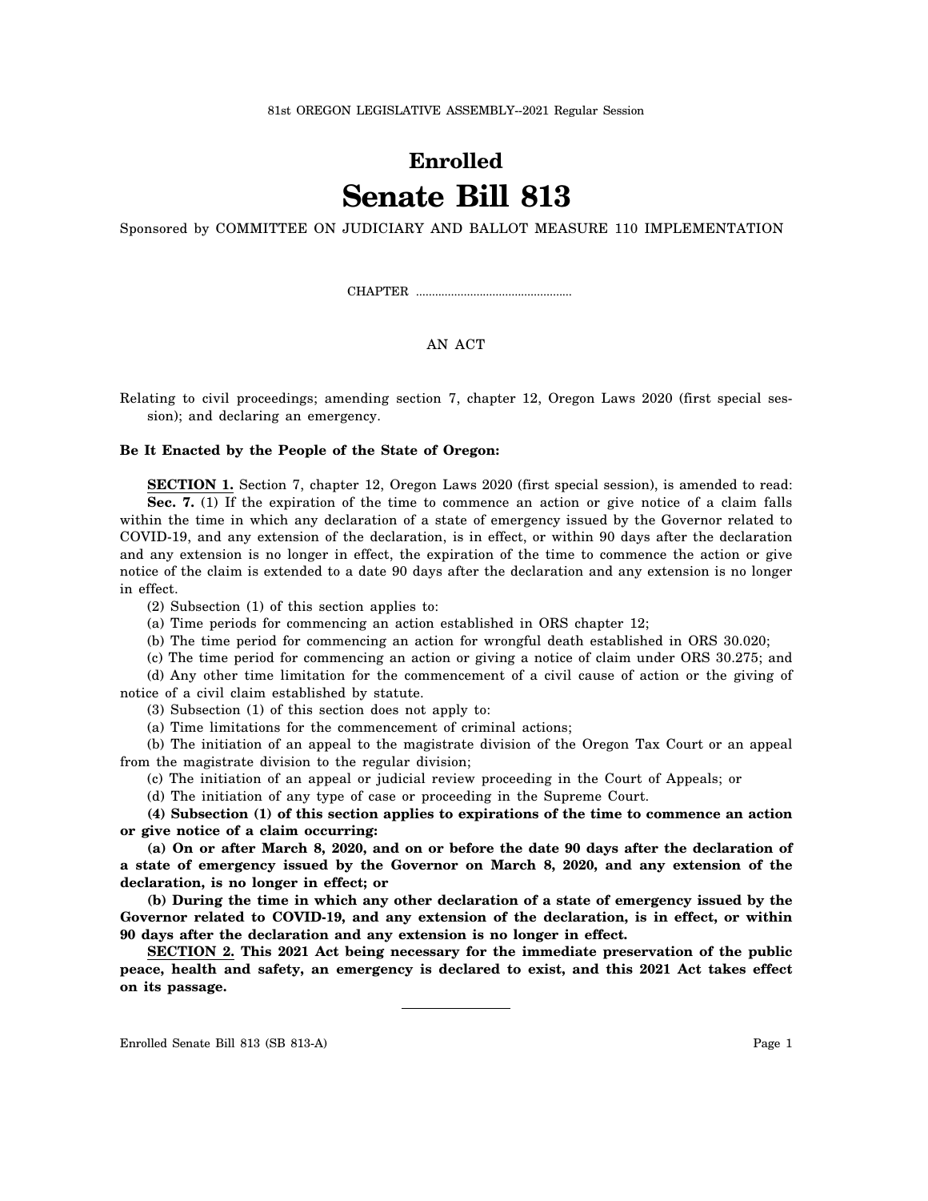81st OREGON LEGISLATIVE ASSEMBLY--2021 Regular Session

# Enrolled

# Senate Bill 813

Sponsored by COMMITTEE ON JUDICIARY AND BALLOT MEASURE 110 IMPLEMENTATION

CHAPTER .................................................

AN ACT

Relating to civil proceedings; amending section 7, chapter 12, Oregon Laws 2020 (first special session); and declaring an emergency.

**Be It Enacted by the People of the State of Oregon:**

**SECTION 1.** Section 7, chapter 12, Oregon Laws 2020 (first special session), is amended to read:

**Sec. 7.** (1) If the expiration of the time to commence an action or give notice of a claim falls within the time in which any declaration of a state of emergency issued by the Governor related to COVID-19, and any extension of the declaration, is in effect, or within 90 days after the declaration and any extension is no longer in effect, the expiration of the time to commence the action or give notice of the claim is extended to a date 90 days after the declaration and any extension is no longer in effect.

(2) Subsection (1) of this section applies to:

(a) Time periods for commencing an action established in ORS chapter 12;

(b) The time period for commencing an action for wrongful death established in ORS 30.020;

(c) The time period for commencing an action or giving a notice of claim under ORS 30.275; and

(d) Any other time limitation for the commencement of a civil cause of action or the giving of notice of a civil claim established by statute.

(3) Subsection (1) of this section does not apply to:

(a) Time limitations for the commencement of criminal actions;

(b) The initiation of an appeal to the magistrate division of the Oregon Tax Court or an appeal from the magistrate division to the regular division;

(c) The initiation of an appeal or judicial review proceeding in the Court of Appeals; or

(d) The initiation of any type of case or proceeding in the Supreme Court.

**(4) Subsection (1) of this section applies to expirations of the time to commence an action or give notice of a claim occurring:**

**(a) On or after March 8, 2020, and on or before the date 90 days after the declaration of a state of emergency issued by the Governor on March 8, 2020, and any extension of the declaration, is no longer in effect; or**

**(b) During the time in which any other declaration of a state of emergency issued by the Governor related to COVID-19, and any extension of the declaration, is in effect, or within 90 days after the declaration and any extension is no longer in effect.**

**SECTION 2. This 2021 Act being necessary for the immediate preservation of the public peace, health and safety, an emergency is declared to exist, and this 2021 Act takes effect on its passage.**

---

Enrolled Senate Bill 813 (SB 813-A)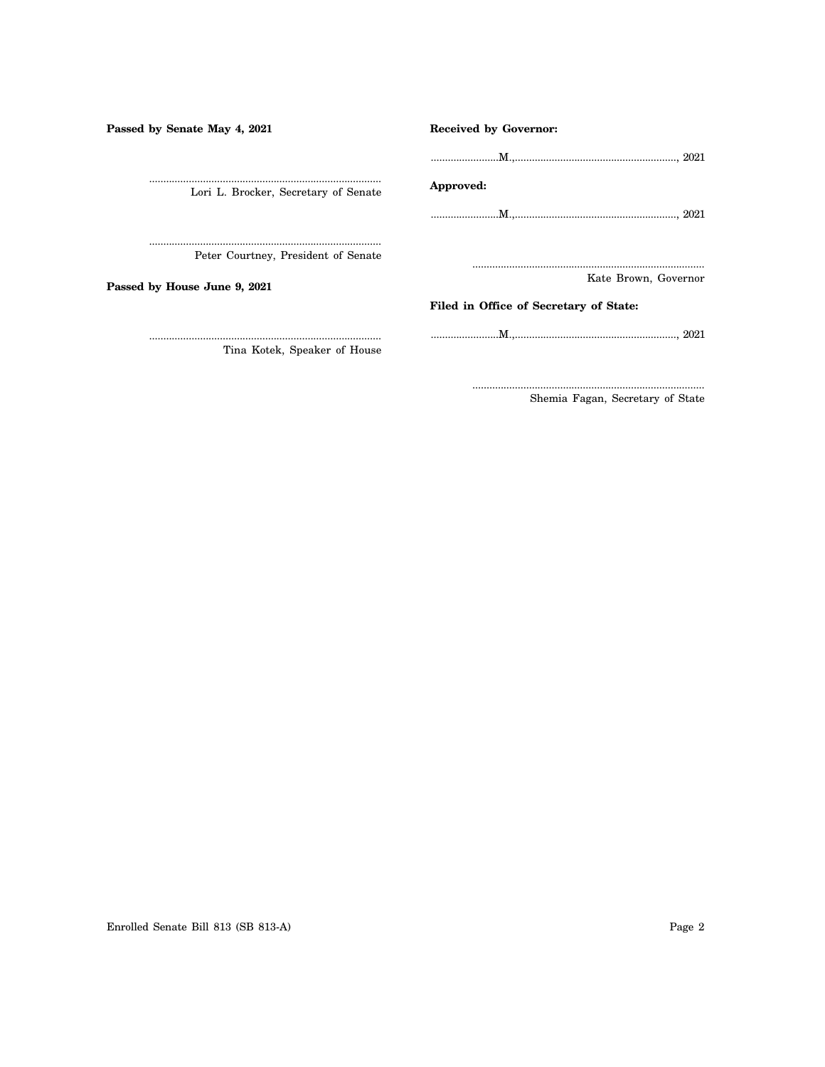**Passed by Senate May 4, 2021**

..................................................................................
Lori L. Brocker, Secretary of Senate

..................................................................................
Peter Courtney, President of Senate

**Passed by House June 9, 2021**

..................................................................................
Tina Kotek, Speaker of House

**Received by Governor:**

........................M.,........................................................., 2021

**Approved:**

........................M.,........................................................., 2021

..................................................................................
Kate Brown, Governor

**Filed in Office of Secretary of State:**

........................M.,........................................................., 2021

..................................................................................
Shemia Fagan, Secretary of State

Enrolled Senate Bill 813 (SB 813-A)